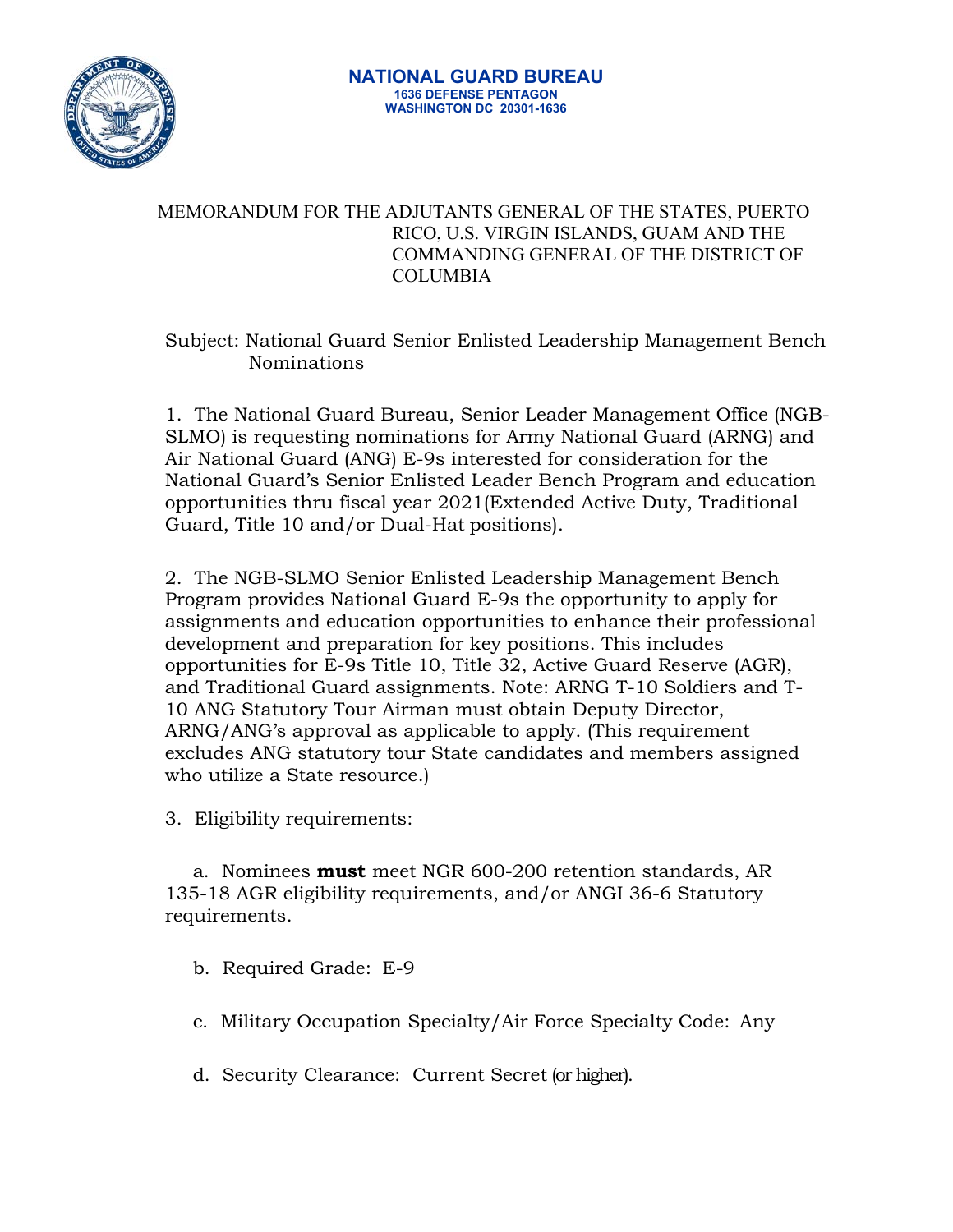**NATIONAL GUARD BUREAU**
**1636 DEFENSE PENTAGON**
**WASHINGTON DC 20301-1636**

MEMORANDUM FOR THE ADJUTANTS GENERAL OF THE STATES, PUERTO RICO, U.S. VIRGIN ISLANDS, GUAM AND THE COMMANDING GENERAL OF THE DISTRICT OF COLUMBIA

Subject: National Guard Senior Enlisted Leadership Management Bench Nominations

1. The National Guard Bureau, Senior Leader Management Office (NGB-SLMO) is requesting nominations for Army National Guard (ARNG) and Air National Guard (ANG) E-9s interested for consideration for the National Guard's Senior Enlisted Leader Bench Program and education opportunities thru fiscal year 2021(Extended Active Duty, Traditional Guard, Title 10 and/or Dual-Hat positions).

2. The NGB-SLMO Senior Enlisted Leadership Management Bench Program provides National Guard E-9s the opportunity to apply for assignments and education opportunities to enhance their professional development and preparation for key positions. This includes opportunities for E-9s Title 10, Title 32, Active Guard Reserve (AGR), and Traditional Guard assignments. Note: ARNG T-10 Soldiers and T-10 ANG Statutory Tour Airman must obtain Deputy Director, ARNG/ANG's approval as applicable to apply. (This requirement excludes ANG statutory tour State candidates and members assigned who utilize a State resource.)

3. Eligibility requirements:

a. Nominees **must** meet NGR 600-200 retention standards, AR 135-18 AGR eligibility requirements, and/or ANGI 36-6 Statutory requirements.

b. Required Grade: E-9

c. Military Occupation Specialty/Air Force Specialty Code: Any

d. Security Clearance: Current Secret (or higher).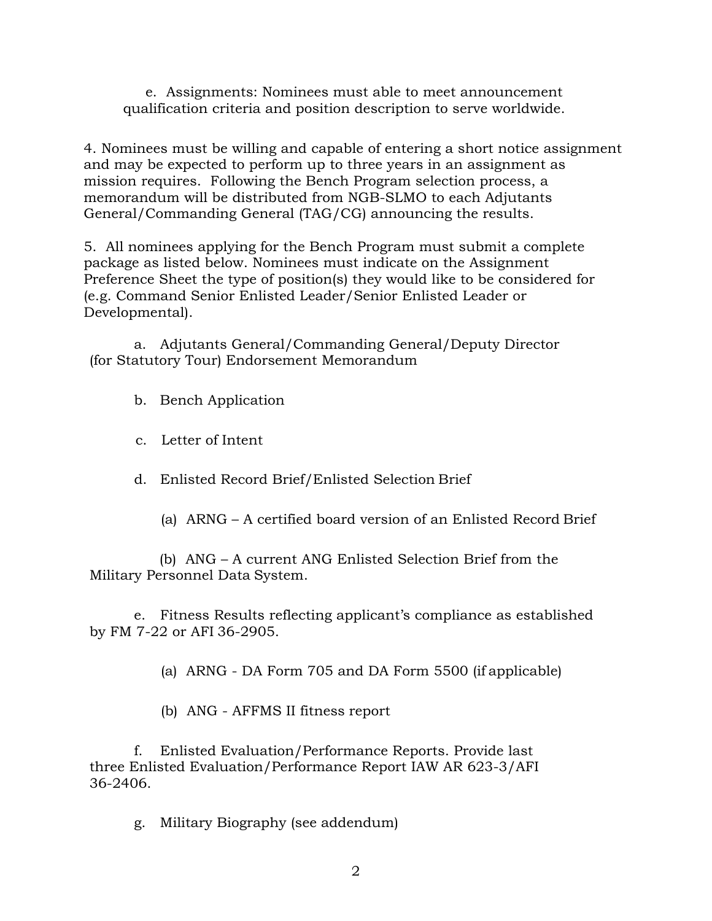e. Assignments: Nominees must able to meet announcement qualification criteria and position description to serve worldwide.

4. Nominees must be willing and capable of entering a short notice assignment and may be expected to perform up to three years in an assignment as mission requires. Following the Bench Program selection process, a memorandum will be distributed from NGB-SLMO to each Adjutants General/Commanding General (TAG/CG) announcing the results.

5. All nominees applying for the Bench Program must submit a complete package as listed below. Nominees must indicate on the Assignment Preference Sheet the type of position(s) they would like to be considered for (e.g. Command Senior Enlisted Leader/Senior Enlisted Leader or Developmental).

a. Adjutants General/Commanding General/Deputy Director (for Statutory Tour) Endorsement Memorandum

b. Bench Application

c. Letter of Intent

d. Enlisted Record Brief/Enlisted Selection Brief

(a) ARNG – A certified board version of an Enlisted Record Brief

(b) ANG – A current ANG Enlisted Selection Brief from the Military Personnel Data System.

e. Fitness Results reflecting applicant's compliance as established by FM 7-22 or AFI 36-2905.

(a) ARNG - DA Form 705 and DA Form 5500 (if applicable)

(b) ANG - AFFMS II fitness report

f. Enlisted Evaluation/Performance Reports. Provide last three Enlisted Evaluation/Performance Report IAW AR 623-3/AFI 36-2406.

g. Military Biography (see addendum)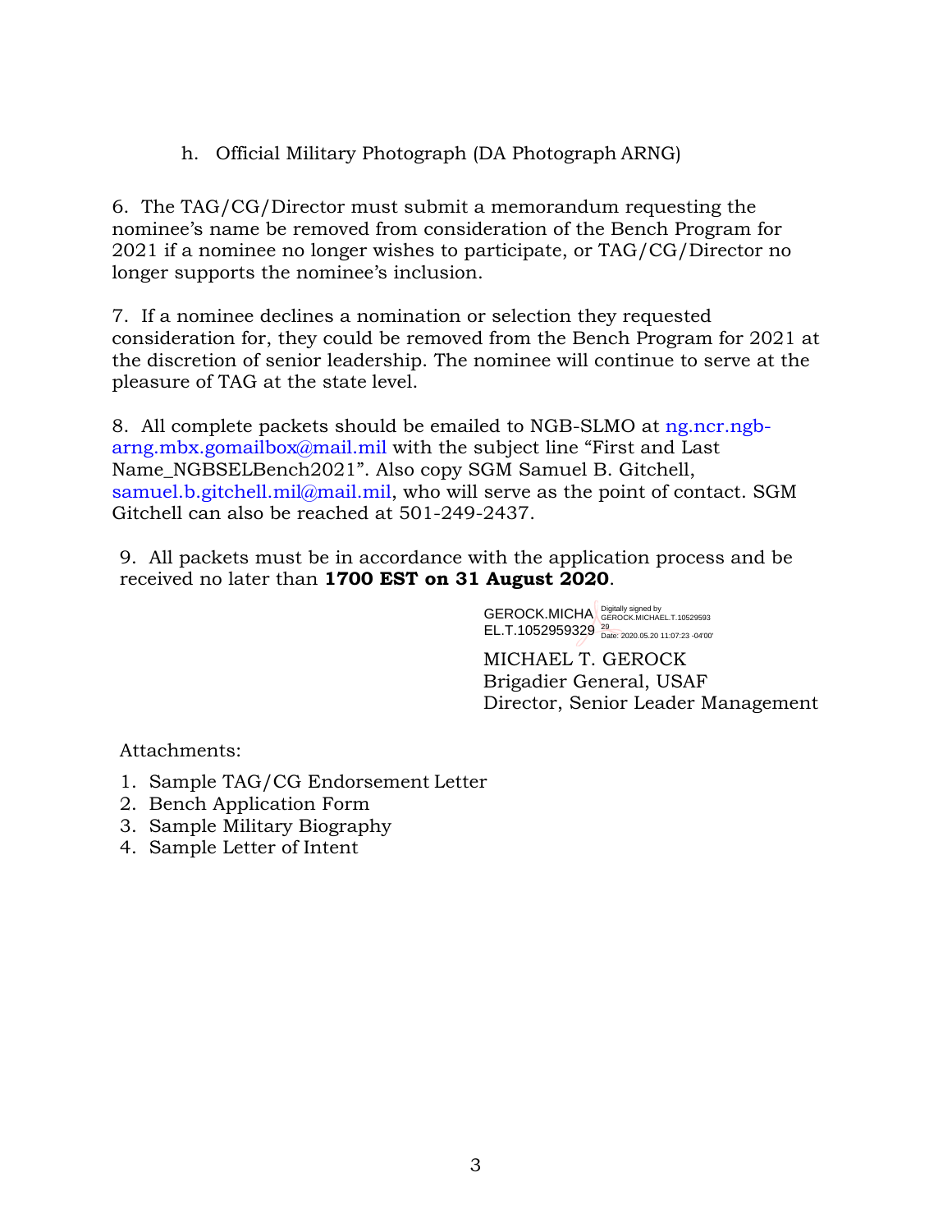h. Official Military Photograph (DA Photograph ARNG)

6. The TAG/CG/Director must submit a memorandum requesting the nominee's name be removed from consideration of the Bench Program for 2021 if a nominee no longer wishes to participate, or TAG/CG/Director no longer supports the nominee's inclusion.

7. If a nominee declines a nomination or selection they requested consideration for, they could be removed from the Bench Program for 2021 at the discretion of senior leadership. The nominee will continue to serve at the pleasure of TAG at the state level.

8. All complete packets should be emailed to NGB-SLMO at ng.ncr.ngb-arng.mbx.gomailbox@mail.mil with the subject line "First and Last Name_NGBSELBench2021". Also copy SGM Samuel B. Gitchell, samuel.b.gitchell.mil@mail.mil, who will serve as the point of contact. SGM Gitchell can also be reached at 501-249-2437.

9. All packets must be in accordance with the application process and be received no later than **1700 EST on 31 August 2020**.

GEROCK.MICHAEL.T.1052959329 Digitally signed by GEROCK.MICHAEL.T.1052959329 Date: 2020.05.20 11:07:23 -04'00'

MICHAEL T. GEROCK
Brigadier General, USAF
Director, Senior Leader Management

Attachments:

1. Sample TAG/CG Endorsement Letter
2. Bench Application Form
3. Sample Military Biography
4. Sample Letter of Intent